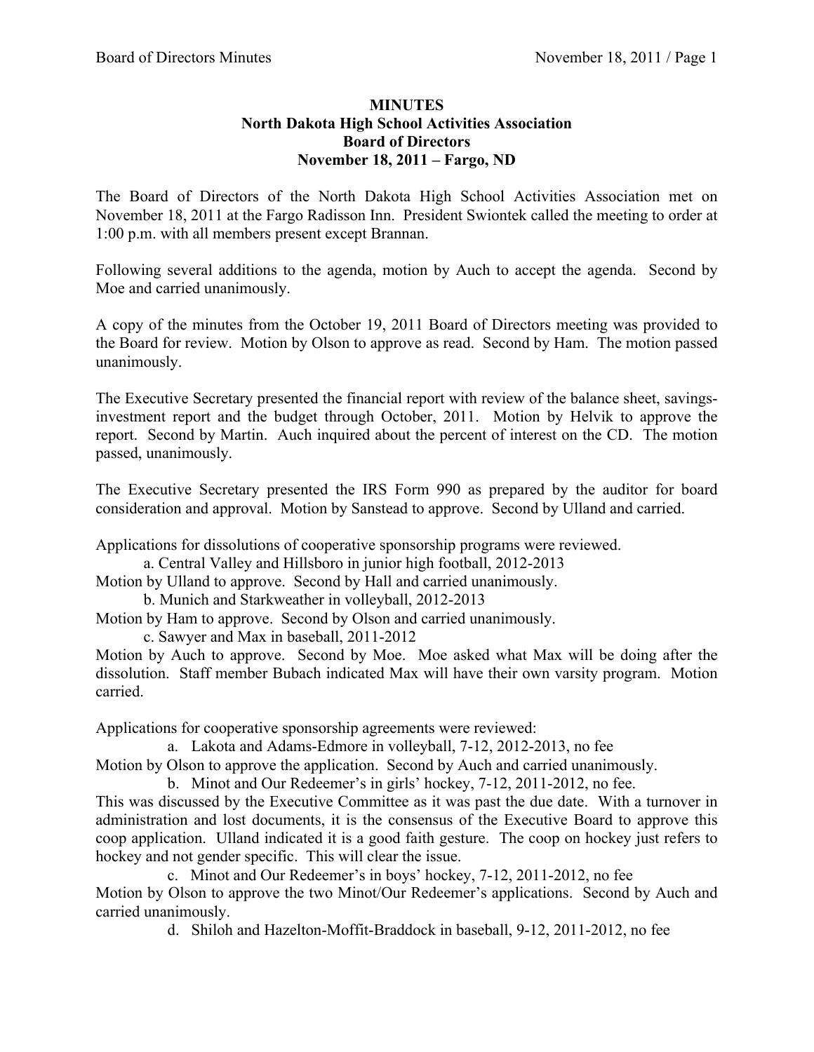# MINUTES
## North Dakota High School Activities Association
## Board of Directors
## November 18, 2011 – Fargo, ND

The Board of Directors of the North Dakota High School Activities Association met on November 18, 2011 at the Fargo Radisson Inn. President Swiontek called the meeting to order at 1:00 p.m. with all members present except Brannan.

Following several additions to the agenda, motion by Auch to accept the agenda. Second by Moe and carried unanimously.

A copy of the minutes from the October 19, 2011 Board of Directors meeting was provided to the Board for review. Motion by Olson to approve as read. Second by Ham. The motion passed unanimously.

The Executive Secretary presented the financial report with review of the balance sheet, savings-investment report and the budget through October, 2011. Motion by Helvik to approve the report. Second by Martin. Auch inquired about the percent of interest on the CD. The motion passed, unanimously.

The Executive Secretary presented the IRS Form 990 as prepared by the auditor for board consideration and approval. Motion by Sanstead to approve. Second by Ulland and carried.

Applications for dissolutions of cooperative sponsorship programs were reviewed.

a. Central Valley and Hillsboro in junior high football, 2012-2013

Motion by Ulland to approve. Second by Hall and carried unanimously.

b. Munich and Starkweather in volleyball, 2012-2013

Motion by Ham to approve. Second by Olson and carried unanimously.

c. Sawyer and Max in baseball, 2011-2012

Motion by Auch to approve. Second by Moe. Moe asked what Max will be doing after the dissolution. Staff member Bubach indicated Max will have their own varsity program. Motion carried.

Applications for cooperative sponsorship agreements were reviewed:

a. Lakota and Adams-Edmore in volleyball, 7-12, 2012-2013, no fee

Motion by Olson to approve the application. Second by Auch and carried unanimously.

b. Minot and Our Redeemer's in girls' hockey, 7-12, 2011-2012, no fee.

This was discussed by the Executive Committee as it was past the due date. With a turnover in administration and lost documents, it is the consensus of the Executive Board to approve this coop application. Ulland indicated it is a good faith gesture. The coop on hockey just refers to hockey and not gender specific. This will clear the issue.

c. Minot and Our Redeemer's in boys' hockey, 7-12, 2011-2012, no fee

Motion by Olson to approve the two Minot/Our Redeemer's applications. Second by Auch and carried unanimously.

d. Shiloh and Hazelton-Moffit-Braddock in baseball, 9-12, 2011-2012, no fee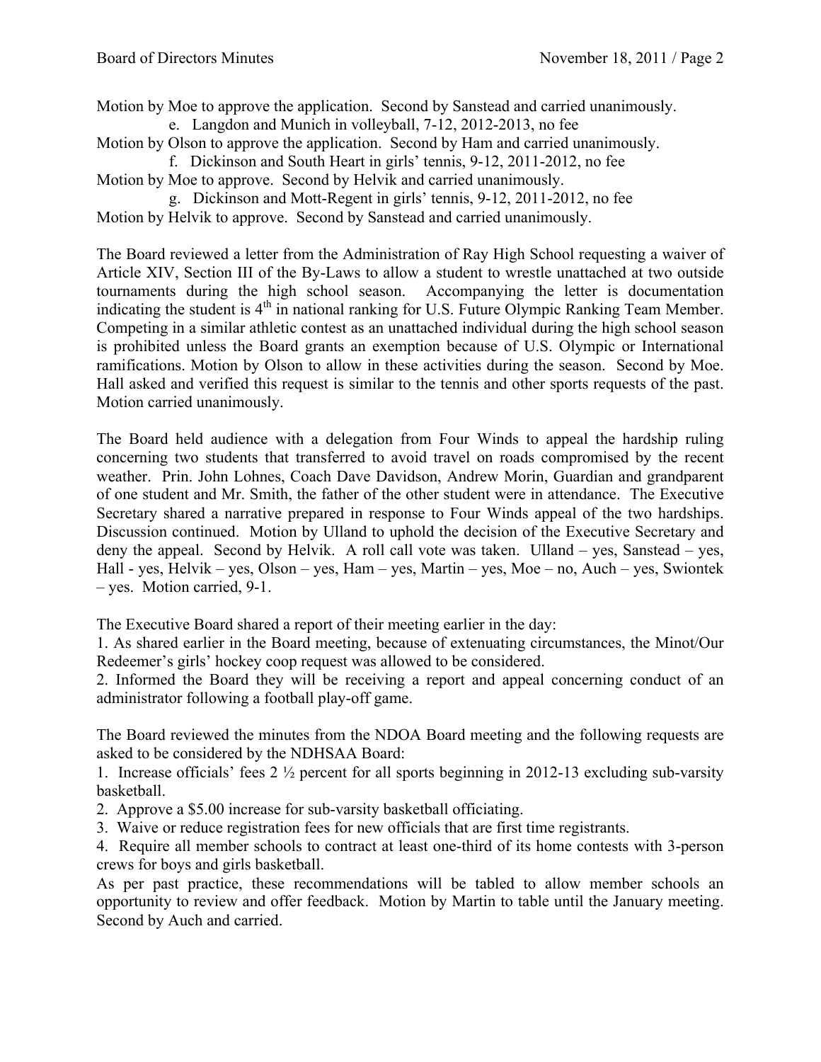Motion by Moe to approve the application. Second by Sanstead and carried unanimously.

e. Langdon and Munich in volleyball, 7-12, 2012-2013, no fee

Motion by Olson to approve the application. Second by Ham and carried unanimously.

f. Dickinson and South Heart in girls' tennis, 9-12, 2011-2012, no fee

Motion by Moe to approve. Second by Helvik and carried unanimously.

g. Dickinson and Mott-Regent in girls' tennis, 9-12, 2011-2012, no fee

Motion by Helvik to approve. Second by Sanstead and carried unanimously.

The Board reviewed a letter from the Administration of Ray High School requesting a waiver of Article XIV, Section III of the By-Laws to allow a student to wrestle unattached at two outside tournaments during the high school season. Accompanying the letter is documentation indicating the student is 4th in national ranking for U.S. Future Olympic Ranking Team Member. Competing in a similar athletic contest as an unattached individual during the high school season is prohibited unless the Board grants an exemption because of U.S. Olympic or International ramifications. Motion by Olson to allow in these activities during the season. Second by Moe. Hall asked and verified this request is similar to the tennis and other sports requests of the past. Motion carried unanimously.

The Board held audience with a delegation from Four Winds to appeal the hardship ruling concerning two students that transferred to avoid travel on roads compromised by the recent weather. Prin. John Lohnes, Coach Dave Davidson, Andrew Morin, Guardian and grandparent of one student and Mr. Smith, the father of the other student were in attendance. The Executive Secretary shared a narrative prepared in response to Four Winds appeal of the two hardships. Discussion continued. Motion by Ulland to uphold the decision of the Executive Secretary and deny the appeal. Second by Helvik. A roll call vote was taken. Ulland – yes, Sanstead – yes, Hall - yes, Helvik – yes, Olson – yes, Ham – yes, Martin – yes, Moe – no, Auch – yes, Swiontek – yes. Motion carried, 9-1.

The Executive Board shared a report of their meeting earlier in the day:

1. As shared earlier in the Board meeting, because of extenuating circumstances, the Minot/Our Redeemer's girls' hockey coop request was allowed to be considered.
2. Informed the Board they will be receiving a report and appeal concerning conduct of an administrator following a football play-off game.

The Board reviewed the minutes from the NDOA Board meeting and the following requests are asked to be considered by the NDHSAA Board:

1. Increase officials' fees 2 ½ percent for all sports beginning in 2012-13 excluding sub-varsity basketball.
2. Approve a $5.00 increase for sub-varsity basketball officiating.
3. Waive or reduce registration fees for new officials that are first time registrants.
4. Require all member schools to contract at least one-third of its home contests with 3-person crews for boys and girls basketball.

As per past practice, these recommendations will be tabled to allow member schools an opportunity to review and offer feedback. Motion by Martin to table until the January meeting. Second by Auch and carried.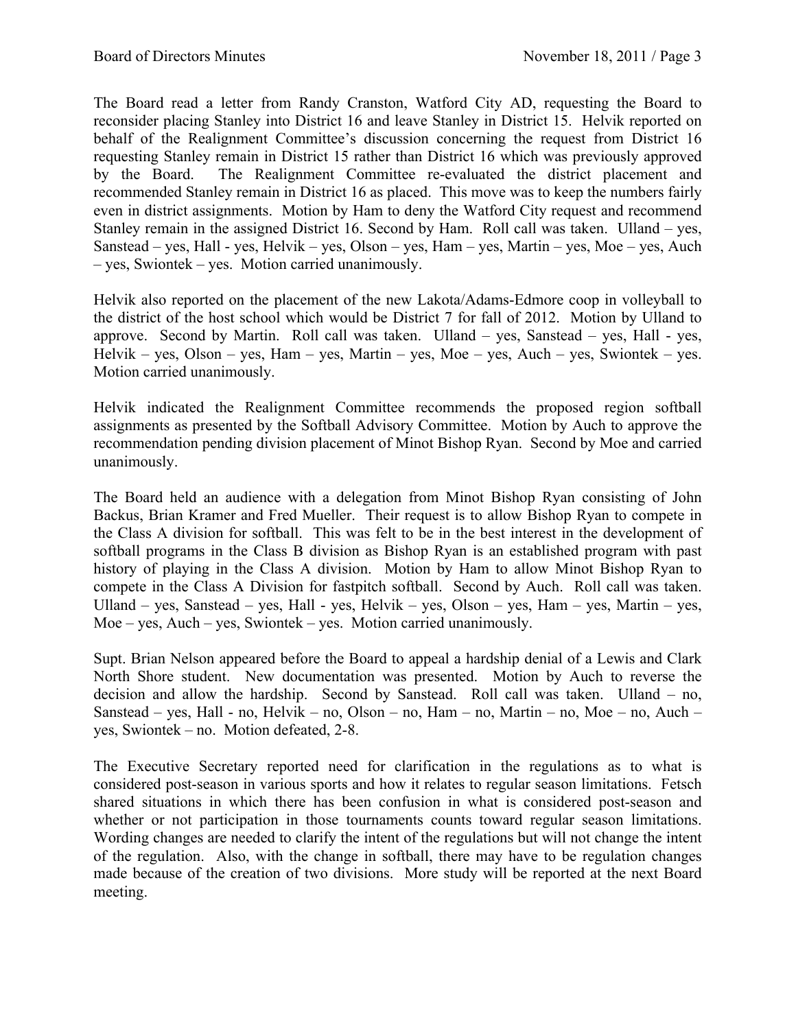The Board read a letter from Randy Cranston, Watford City AD, requesting the Board to reconsider placing Stanley into District 16 and leave Stanley in District 15. Helvik reported on behalf of the Realignment Committee's discussion concerning the request from District 16 requesting Stanley remain in District 15 rather than District 16 which was previously approved by the Board. The Realignment Committee re-evaluated the district placement and recommended Stanley remain in District 16 as placed. This move was to keep the numbers fairly even in district assignments. Motion by Ham to deny the Watford City request and recommend Stanley remain in the assigned District 16. Second by Ham. Roll call was taken. Ulland – yes, Sanstead – yes, Hall - yes, Helvik – yes, Olson – yes, Ham – yes, Martin – yes, Moe – yes, Auch – yes, Swiontek – yes. Motion carried unanimously.

Helvik also reported on the placement of the new Lakota/Adams-Edmore coop in volleyball to the district of the host school which would be District 7 for fall of 2012. Motion by Ulland to approve. Second by Martin. Roll call was taken. Ulland – yes, Sanstead – yes, Hall - yes, Helvik – yes, Olson – yes, Ham – yes, Martin – yes, Moe – yes, Auch – yes, Swiontek – yes. Motion carried unanimously.

Helvik indicated the Realignment Committee recommends the proposed region softball assignments as presented by the Softball Advisory Committee. Motion by Auch to approve the recommendation pending division placement of Minot Bishop Ryan. Second by Moe and carried unanimously.

The Board held an audience with a delegation from Minot Bishop Ryan consisting of John Backus, Brian Kramer and Fred Mueller. Their request is to allow Bishop Ryan to compete in the Class A division for softball. This was felt to be in the best interest in the development of softball programs in the Class B division as Bishop Ryan is an established program with past history of playing in the Class A division. Motion by Ham to allow Minot Bishop Ryan to compete in the Class A Division for fastpitch softball. Second by Auch. Roll call was taken. Ulland – yes, Sanstead – yes, Hall - yes, Helvik – yes, Olson – yes, Ham – yes, Martin – yes, Moe – yes, Auch – yes, Swiontek – yes. Motion carried unanimously.

Supt. Brian Nelson appeared before the Board to appeal a hardship denial of a Lewis and Clark North Shore student. New documentation was presented. Motion by Auch to reverse the decision and allow the hardship. Second by Sanstead. Roll call was taken. Ulland – no, Sanstead – yes, Hall - no, Helvik – no, Olson – no, Ham – no, Martin – no, Moe – no, Auch – yes, Swiontek – no. Motion defeated, 2-8.

The Executive Secretary reported need for clarification in the regulations as to what is considered post-season in various sports and how it relates to regular season limitations. Fetsch shared situations in which there has been confusion in what is considered post-season and whether or not participation in those tournaments counts toward regular season limitations. Wording changes are needed to clarify the intent of the regulations but will not change the intent of the regulation. Also, with the change in softball, there may have to be regulation changes made because of the creation of two divisions. More study will be reported at the next Board meeting.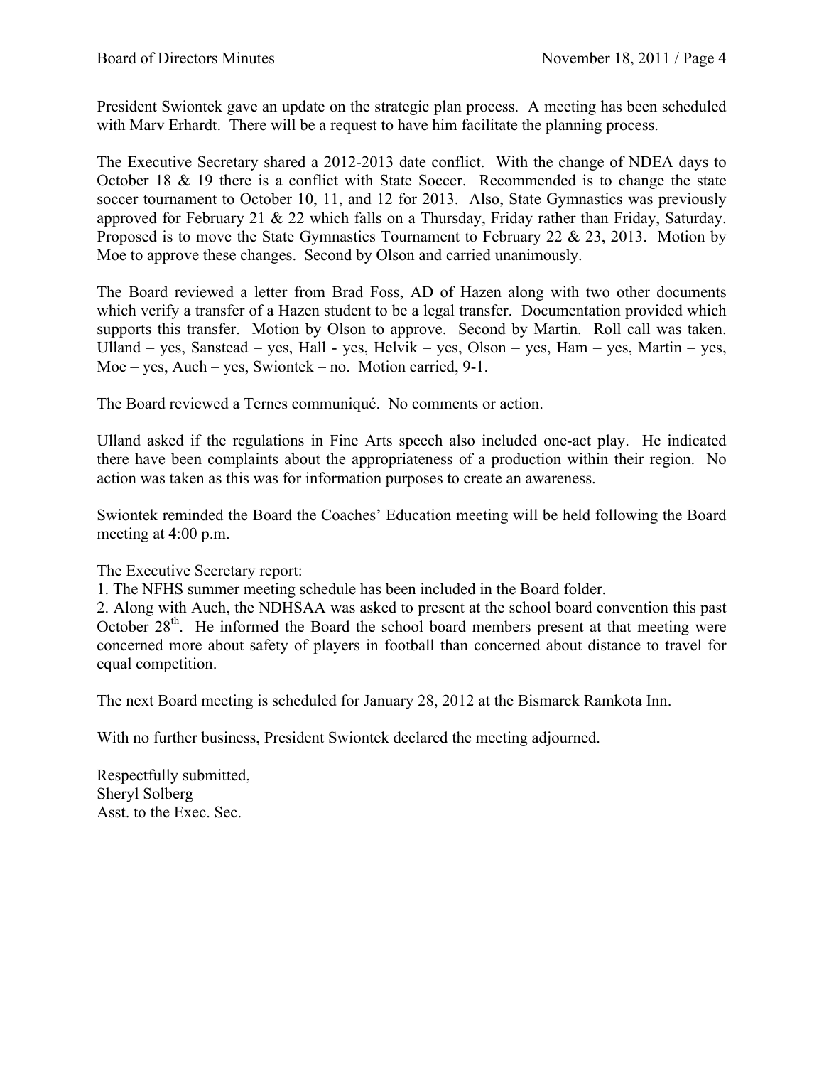President Swiontek gave an update on the strategic plan process. A meeting has been scheduled with Marv Erhardt. There will be a request to have him facilitate the planning process.

The Executive Secretary shared a 2012-2013 date conflict. With the change of NDEA days to October 18 & 19 there is a conflict with State Soccer. Recommended is to change the state soccer tournament to October 10, 11, and 12 for 2013. Also, State Gymnastics was previously approved for February 21 & 22 which falls on a Thursday, Friday rather than Friday, Saturday. Proposed is to move the State Gymnastics Tournament to February 22 & 23, 2013. Motion by Moe to approve these changes. Second by Olson and carried unanimously.

The Board reviewed a letter from Brad Foss, AD of Hazen along with two other documents which verify a transfer of a Hazen student to be a legal transfer. Documentation provided which supports this transfer. Motion by Olson to approve. Second by Martin. Roll call was taken. Ulland – yes, Sanstead – yes, Hall - yes, Helvik – yes, Olson – yes, Ham – yes, Martin – yes, Moe – yes, Auch – yes, Swiontek – no. Motion carried, 9-1.

The Board reviewed a Ternes communiqué. No comments or action.

Ulland asked if the regulations in Fine Arts speech also included one-act play. He indicated there have been complaints about the appropriateness of a production within their region. No action was taken as this was for information purposes to create an awareness.

Swiontek reminded the Board the Coaches' Education meeting will be held following the Board meeting at 4:00 p.m.

The Executive Secretary report:

1. The NFHS summer meeting schedule has been included in the Board folder.
2. Along with Auch, the NDHSAA was asked to present at the school board convention this past October 28th. He informed the Board the school board members present at that meeting were concerned more about safety of players in football than concerned about distance to travel for equal competition.

The next Board meeting is scheduled for January 28, 2012 at the Bismarck Ramkota Inn.

With no further business, President Swiontek declared the meeting adjourned.

Respectfully submitted,
Sheryl Solberg
Asst. to the Exec. Sec.